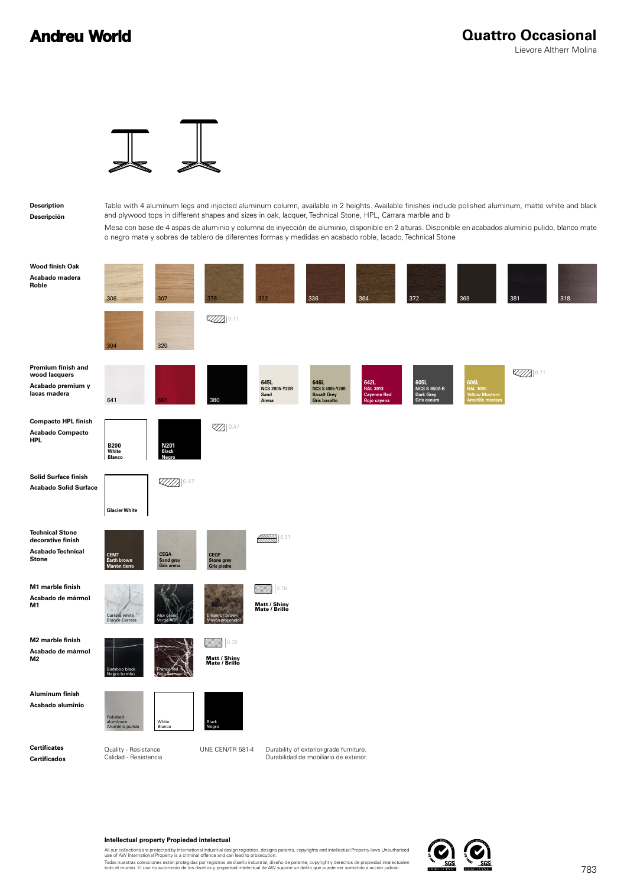**Andreu World**

# Quattro Occasional

Lievore Altherr Molina

**Description**
**Descripción**

Table with 4 aluminum legs and injected aluminum column, available in 2 heights. Available finishes include polished aluminum, matte white and black and plywood tops in different shapes and sizes in oak, lacquer, Technical Stone, HPL, Carrara marble and b

Mesa con base de 4 aspas de aluminio y columna de inyección de aluminio, disponible en 2 alturas. Disponible en acabados aluminio pulido, blanco mate o negro mate y sobres de tablero de diferentes formas y medidas en acabado roble, lacado, Technical Stone

**Wood finish Oak**
**Acabado madera Roble**

306, 307, 378, 322, 336, 364, 372, 369, 381, 318, 304, 320 — 0.71

**Premium finish and wood lacquers**
**Acabado premium y lacas madera**

641, 661, 380, 645L NCS 2005-Y20R Sand Arena, 646L NCS S 4005-Y20R Basalt Grey Gris basalto, 642L RAL 3013 Cayenne Red Rojo cayena, 605L NCS S 6502-B Dark Grey Gris oscuro, 606L RAL 1005 Yellow Mustard Amarillo mostaza — 0.71

**Compacto HPL finish**
**Acabado Compacto HPL**

B200 White Blanco, N201 Black Negro — 0.47

**Solid Surface finish**
**Acabado Solid Surface**

Glacier White — 0.47

**Technical Stone decorative finish**
**Acabado Technical Stone**

CEMT Earth brown Marrón tierra, CEGA Sand grey Gris arena, CEGP Stone grey Gris piedra — 0.31

**M1 marble finish**
**Acabado de mármol M1**

Carrara white Blanco Carrara, Alpi green Verde Alpi, Emperor brown Marrón emperador — 0.78 Matt / Shiny Mate / Brillo

**M2 marble finish**
**Acabado de mármol M2**

Bamboo black Negro bambú, Franco red Rojo Francia — 0.78 Matt / Shiny Mate / Brillo

**Aluminum finish**
**Acabado aluminio**

Polished aluminum Aluminio pulido, White Blanco, Black Negro

**Certificates**
**Certificados**

| | | |
|---|---|---|
| Quality - Resistance<br>Calidad - Resistencia | UNE CEN/TR 581-4 | Durability of exterior-grade furniture.<br>Durabilidad de mobiliario de exterior. |

**Intellectual property Propiedad intelectual**

All our collections are protected by international industrial design registries, designs patents, copyrights and intellectual Property laws.Unauthorized use of AW International Property is a criminal offence and can lead to prosecution.

Todas nuestras colecciones están protegidas por registros de diseño industrial, diseño de patente, copyright y derechos de propiedad intelectualen todo el mundo. El uso no autorizado de los diseños y propiedad intelectual de AW supone un delito que puede ser sometido a acción judicial.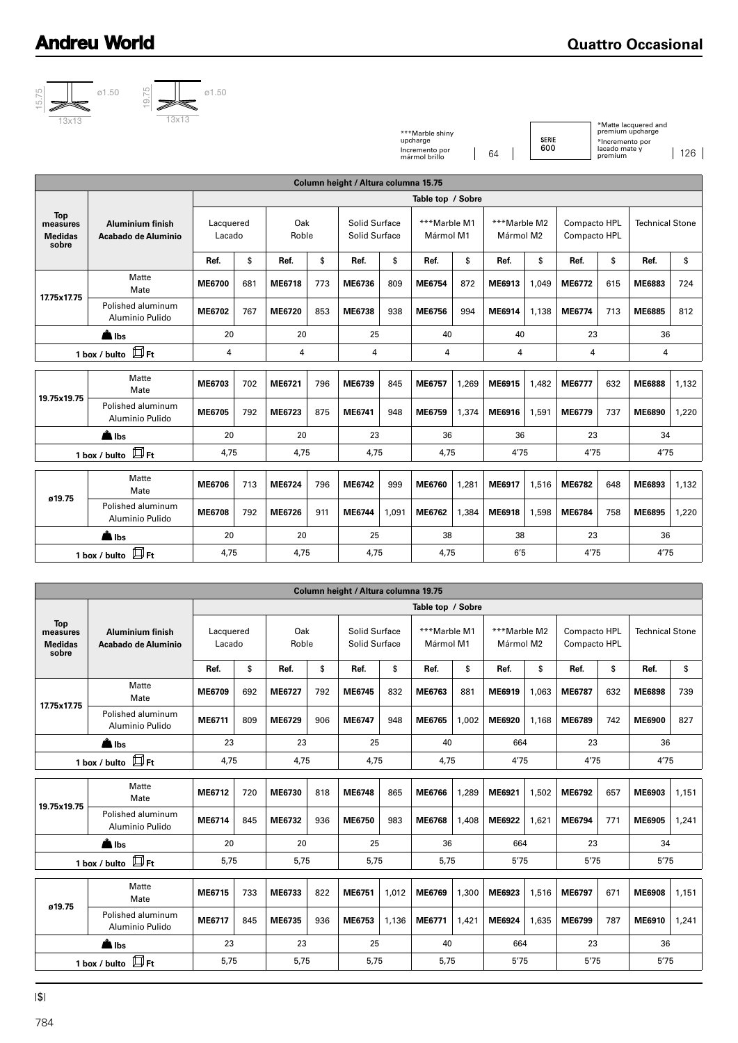# Andreu World

## Quattro Occasional

15.75 ø1.50 13x13 &nbsp;&nbsp; 19.75 ø1.50 13x13

***Marble shiny upcharge
Incremento por mármol brillo | 64

SERIE 600

*Matte lacquered and premium upcharge
*Incremento por lacado mate y premium | 126

| Column height / Altura columna 15.75 | | | | | | | | | | | | | | | |
|---|---|---|---|---|---|---|---|---|---|---|---|---|---|---|---|
| | | Table top / Sobre | | | | | | | | | | | | | |
| Top measures Medidas sobre | Aluminium finish Acabado de Aluminio | Lacquered Lacado | | Oak Roble | | Solid Surface Solid Surface | | ***Marble M1 Mármol M1 | | ***Marble M2 Mármol M2 | | Compacto HPL Compacto HPL | | Technical Stone | |
| | | Ref. | $ | Ref. | $ | Ref. | $ | Ref. | $ | Ref. | $ | Ref. | $ | Ref. | $ |
| 17.75x17.75 | Matte Mate | **ME6700** | 681 | **ME6718** | 773 | **ME6736** | 809 | **ME6754** | 872 | **ME6913** | 1,049 | **ME6772** | 615 | **ME6883** | 724 |
| | Polished aluminum Aluminio Pulido | **ME6702** | 767 | **ME6720** | 853 | **ME6738** | 938 | **ME6756** | 994 | **ME6914** | 1,138 | **ME6774** | 713 | **ME6885** | 812 |
| lbs | | 20 | | 20 | | 25 | | 40 | | 40 | | 23 | | 36 | |
| 1 box / bulto Ft | | 4 | | 4 | | 4 | | 4 | | 4 | | 4 | | 4 | |
| 19.75x19.75 | Matte Mate | **ME6703** | 702 | **ME6721** | 796 | **ME6739** | 845 | **ME6757** | 1,269 | **ME6915** | 1,482 | **ME6777** | 632 | **ME6888** | 1,132 |
| | Polished aluminum Aluminio Pulido | **ME6705** | 792 | **ME6723** | 875 | **ME6741** | 948 | **ME6759** | 1,374 | **ME6916** | 1,591 | **ME6779** | 737 | **ME6890** | 1,220 |
| lbs | | 20 | | 20 | | 23 | | 36 | | 36 | | 23 | | 34 | |
| 1 box / bulto Ft | | 4,75 | | 4,75 | | 4,75 | | 4,75 | | 4'75 | | 4'75 | | 4'75 | |
| ø19.75 | Matte Mate | **ME6706** | 713 | **ME6724** | 796 | **ME6742** | 999 | **ME6760** | 1,281 | **ME6917** | 1,516 | **ME6782** | 648 | **ME6893** | 1,132 |
| | Polished aluminum Aluminio Pulido | **ME6708** | 792 | **ME6726** | 911 | **ME6744** | 1,091 | **ME6762** | 1,384 | **ME6918** | 1,598 | **ME6784** | 758 | **ME6895** | 1,220 |
| lbs | | 20 | | 20 | | 25 | | 38 | | 38 | | 23 | | 36 | |
| 1 box / bulto Ft | | 4,75 | | 4,75 | | 4,75 | | 4,75 | | 6'5 | | 4'75 | | 4'75 | |

| Column height / Altura columna 19.75 | | | | | | | | | | | | | | | |
|---|---|---|---|---|---|---|---|---|---|---|---|---|---|---|---|
| | | Table top / Sobre | | | | | | | | | | | | | |
| Top measures Medidas sobre | Aluminium finish Acabado de Aluminio | Lacquered Lacado | | Oak Roble | | Solid Surface Solid Surface | | ***Marble M1 Mármol M1 | | ***Marble M2 Mármol M2 | | Compacto HPL Compacto HPL | | Technical Stone | |
| | | Ref. | $ | Ref. | $ | Ref. | $ | Ref. | $ | Ref. | $ | Ref. | $ | Ref. | $ |
| 17.75x17.75 | Matte Mate | **ME6709** | 692 | **ME6727** | 792 | **ME6745** | 832 | **ME6763** | 881 | **ME6919** | 1,063 | **ME6787** | 632 | **ME6898** | 739 |
| | Polished aluminum Aluminio Pulido | **ME6711** | 809 | **ME6729** | 906 | **ME6747** | 948 | **ME6765** | 1,002 | **ME6920** | 1,168 | **ME6789** | 742 | **ME6900** | 827 |
| lbs | | 23 | | 23 | | 25 | | 40 | | 664 | | 23 | | 36 | |
| 1 box / bulto Ft | | 4,75 | | 4,75 | | 4,75 | | 4,75 | | 4'75 | | 4'75 | | 4'75 | |
| 19.75x19.75 | Matte Mate | **ME6712** | 720 | **ME6730** | 818 | **ME6748** | 865 | **ME6766** | 1,289 | **ME6921** | 1,502 | **ME6792** | 657 | **ME6903** | 1,151 |
| | Polished aluminum Aluminio Pulido | **ME6714** | 845 | **ME6732** | 936 | **ME6750** | 983 | **ME6768** | 1,408 | **ME6922** | 1,621 | **ME6794** | 771 | **ME6905** | 1,241 |
| lbs | | 20 | | 20 | | 25 | | 36 | | 664 | | 23 | | 34 | |
| 1 box / bulto Ft | | 5,75 | | 5,75 | | 5,75 | | 5,75 | | 5'75 | | 5'75 | | 5'75 | |
| ø19.75 | Matte Mate | **ME6715** | 733 | **ME6733** | 822 | **ME6751** | 1,012 | **ME6769** | 1,300 | **ME6923** | 1,516 | **ME6797** | 671 | **ME6908** | 1,151 |
| | Polished aluminum Aluminio Pulido | **ME6717** | 845 | **ME6735** | 936 | **ME6753** | 1,136 | **ME6771** | 1,421 | **ME6924** | 1,635 | **ME6799** | 787 | **ME6910** | 1,241 |
| lbs | | 23 | | 23 | | 25 | | 40 | | 664 | | 23 | | 36 | |
| 1 box / bulto Ft | | 5,75 | | 5,75 | | 5,75 | | 5,75 | | 5'75 | | 5'75 | | 5'75 | |

|$|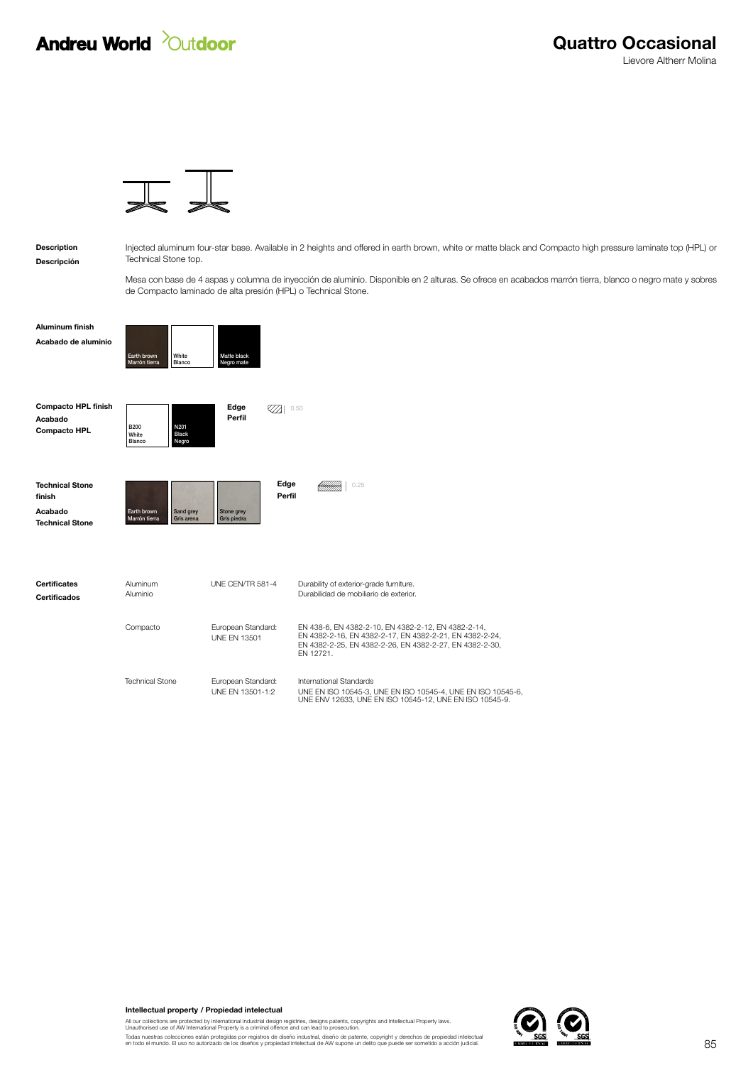# Andreu World Outdoor

## Quattro Occasional

Lievore Altherr Molina

**Description**
**Descripción**

Injected aluminum four-star base. Available in 2 heights and offered in earth brown, white or matte black and Compacto high pressure laminate top (HPL) or Technical Stone top.

Mesa con base de 4 aspas y columna de inyección de aluminio. Disponible en 2 alturas. Se ofrece en acabados marrón tierra, blanco o negro mate y sobres de Compacto laminado de alta presión (HPL) o Technical Stone.

**Aluminum finish**
**Acabado de aluminio**

- Earth brown / Marrón tierra
- White / Blanco
- Matte black / Negro mate

**Compacto HPL finish**
**Acabado Compacto HPL**

- B200 White / Blanco
- N201 Black / Negro

**Edge / Perfil** 0.50

**Technical Stone finish**
**Acabado Technical Stone**

- Earth brown / Marrón tierra
- Sand grey / Gris arena
- Stone grey / Gris piedra

**Edge / Perfil** 0.25

**Certificates**
**Certificados**

| | | |
|---|---|---|
| Aluminum<br>Aluminio | UNE CEN/TR 581-4 | Durability of exterior-grade furniture.<br>Durabilidad de mobiliario de exterior. |
| Compacto | European Standard:<br>UNE EN 13501 | EN 438-6, EN 4382-2-10, EN 4382-2-12, EN 4382-2-14, EN 4382-2-16, EN 4382-2-17, EN 4382-2-21, EN 4382-2-24, EN 4382-2-25, EN 4382-2-26, EN 4382-2-27, EN 4382-2-30, EN 12721. |
| Technical Stone | European Standard:<br>UNE EN 13501-1:2 | International Standards<br>UNE EN ISO 10545-3, UNE EN ISO 10545-4, UNE EN ISO 10545-6, UNE ENV 12633, UNE EN ISO 10545-12, UNE EN ISO 10545-9. |

**Intellectual property / Propiedad intelectual**

All our collections are protected by international industrial design registries, designs patents, copyrights and Intellectual Property laws.
Unauthorised use of AW International Property is a criminal offence and can lead to prosecution.

Todas nuestras colecciones están protegidas por registros de diseño industrial, diseño de patente, copyright y derechos de propiedad intelectual en todo el mundo. El uso no autorizado de los diseños y propiedad intelectual de AW supone un delito que puede ser sometido a acción judicial.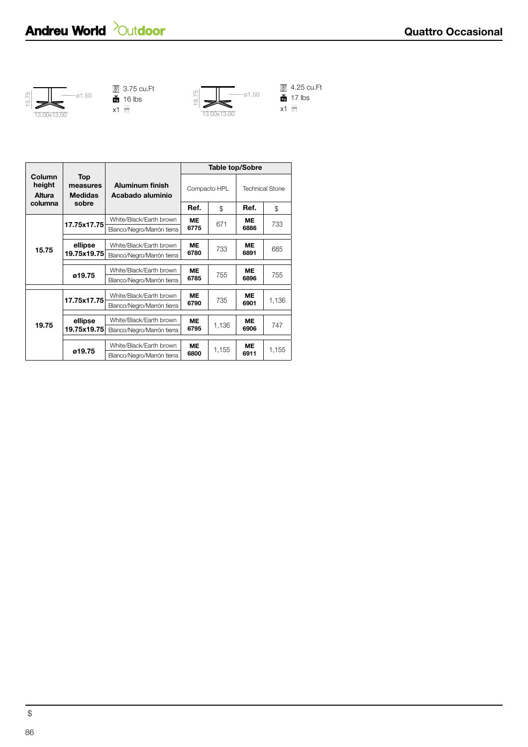# Quattro Occasional

15.75 — ø1.50 — 13.00x13.00

3.75 cu.Ft
16 lbs
x1

19.75 — ø1.50 — 13.00x13.00

4.25 cu.Ft
17 lbs
x1

| Column height Altura columna | Top measures Medidas sobre | Aluminum finish Acabado aluminio | Table top/Sobre | | | |
|---|---|---|---|---|---|---|
| | | | Compacto HPL | | Technical Stone | |
| | | | Ref. | $ | Ref. | $ |
| 15.75 | 17.75x17.75 | White/Black/Earth brown Blanco/Negro/Marrón tierra | ME 6775 | 671 | ME 6886 | 733 |
| | ellipse 19.75x19.75 | White/Black/Earth brown Blanco/Negro/Marrón tierra | ME 6780 | 733 | ME 6891 | 685 |
| | ø19.75 | White/Black/Earth brown Blanco/Negro/Marrón tierra | ME 6785 | 755 | ME 6896 | 755 |
| 19.75 | 17.75x17.75 | White/Black/Earth brown Blanco/Negro/Marrón tierra | ME 6790 | 735 | ME 6901 | 1,136 |
| | ellipse 19.75x19.75 | White/Black/Earth brown Blanco/Negro/Marrón tierra | ME 6795 | 1,136 | ME 6906 | 747 |
| | ø19.75 | White/Black/Earth brown Blanco/Negro/Marrón tierra | ME 6800 | 1,155 | ME 6911 | 1,155 |